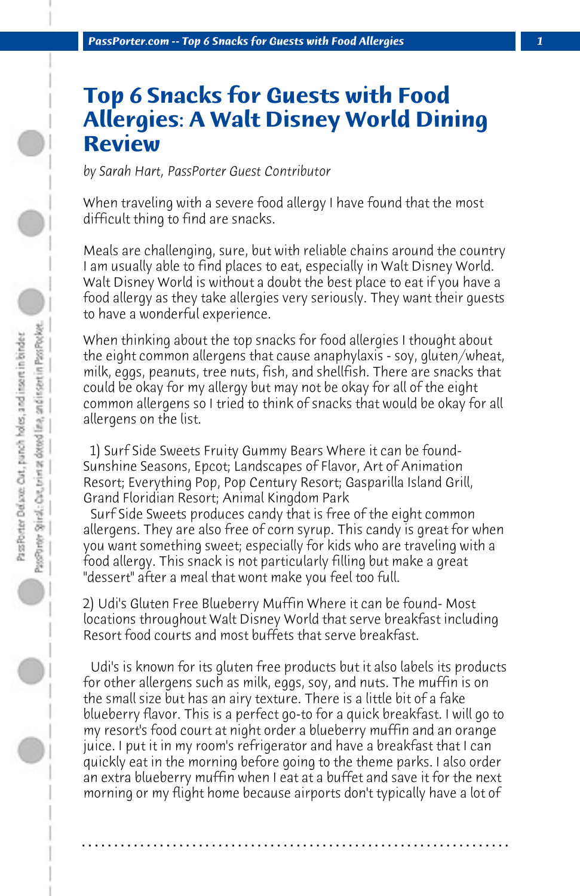# Top 6 Snacks for Guests with Food Allergies: A Walt Disney World Dining Review

*by Sarah Hart, PassPorter Guest Contributor*

When traveling with a severe food allergy I have found that the most difficult thing to find are snacks.

Meals are challenging, sure, but with reliable chains around the country I am usually able to find places to eat, especially in Walt Disney World. Walt Disney World is without a doubt the best place to eat if you have a food allergy as they take allergies very seriously. They want their guests to have a wonderful experience.

When thinking about the top snacks for food allergies I thought about the eight common allergens that cause anaphylaxis - soy, gluten/wheat, milk, eggs, peanuts, tree nuts, fish, and shellfish. There are snacks that could be okay for my allergy but may not be okay for all of the eight common allergens so I tried to think of snacks that would be okay for all allergens on the list.

1) Surf Side Sweets Fruity Gummy Bears Where it can be found- Sunshine Seasons, Epcot; Landscapes of Flavor, Art of Animation Resort; Everything Pop, Pop Century Resort; Gasparilla Island Grill, Grand Floridian Resort; Animal Kingdom Park
Surf Side Sweets produces candy that is free of the eight common allergens. They are also free of corn syrup. This candy is great for when you want something sweet; especially for kids who are traveling with a food allergy. This snack is not particularly filling but make a great "dessert" after a meal that wont make you feel too full.

2) Udi's Gluten Free Blueberry Muffin Where it can be found- Most locations throughout Walt Disney World that serve breakfast including Resort food courts and most buffets that serve breakfast.

Udi's is known for its gluten free products but it also labels its products for other allergens such as milk, eggs, soy, and nuts. The muffin is on the small size but has an airy texture. There is a little bit of a fake blueberry flavor. This is a perfect go-to for a quick breakfast. I will go to my resort's food court at night order a blueberry muffin and an orange juice. I put it in my room's refrigerator and have a breakfast that I can quickly eat in the morning before going to the theme parks. I also order an extra blueberry muffin when I eat at a buffet and save it for the next morning or my flight home because airports don't typically have a lot of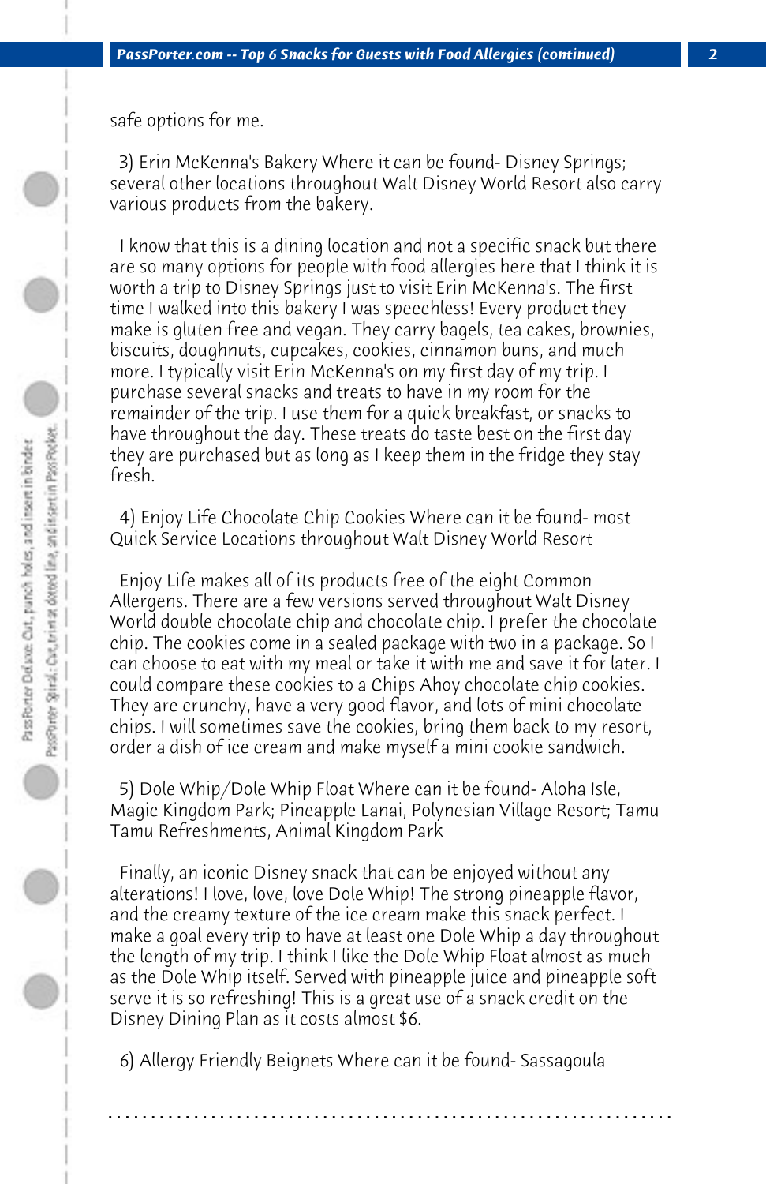safe options for me.

3) Erin McKenna's Bakery Where it can be found- Disney Springs; several other locations throughout Walt Disney World Resort also carry various products from the bakery.

I know that this is a dining location and not a specific snack but there are so many options for people with food allergies here that I think it is worth a trip to Disney Springs just to visit Erin McKenna's. The first time I walked into this bakery I was speechless! Every product they make is gluten free and vegan. They carry bagels, tea cakes, brownies, biscuits, doughnuts, cupcakes, cookies, cinnamon buns, and much more. I typically visit Erin McKenna's on my first day of my trip. I purchase several snacks and treats to have in my room for the remainder of the trip. I use them for a quick breakfast, or snacks to have throughout the day. These treats do taste best on the first day they are purchased but as long as I keep them in the fridge they stay fresh.

4) Enjoy Life Chocolate Chip Cookies Where can it be found- most Quick Service Locations throughout Walt Disney World Resort

Enjoy Life makes all of its products free of the eight Common Allergens. There are a few versions served throughout Walt Disney World double chocolate chip and chocolate chip. I prefer the chocolate chip. The cookies come in a sealed package with two in a package. So I can choose to eat with my meal or take it with me and save it for later. I could compare these cookies to a Chips Ahoy chocolate chip cookies. They are crunchy, have a very good flavor, and lots of mini chocolate chips. I will sometimes save the cookies, bring them back to my resort, order a dish of ice cream and make myself a mini cookie sandwich.

5) Dole Whip/Dole Whip Float Where can it be found- Aloha Isle, Magic Kingdom Park; Pineapple Lanai, Polynesian Village Resort; Tamu Tamu Refreshments, Animal Kingdom Park

Finally, an iconic Disney snack that can be enjoyed without any alterations! I love, love, love Dole Whip! The strong pineapple flavor, and the creamy texture of the ice cream make this snack perfect. I make a goal every trip to have at least one Dole Whip a day throughout the length of my trip. I think I like the Dole Whip Float almost as much as the Dole Whip itself. Served with pineapple juice and pineapple soft serve it is so refreshing! This is a great use of a snack credit on the Disney Dining Plan as it costs almost $6.

6) Allergy Friendly Beignets Where can it be found- Sassagoula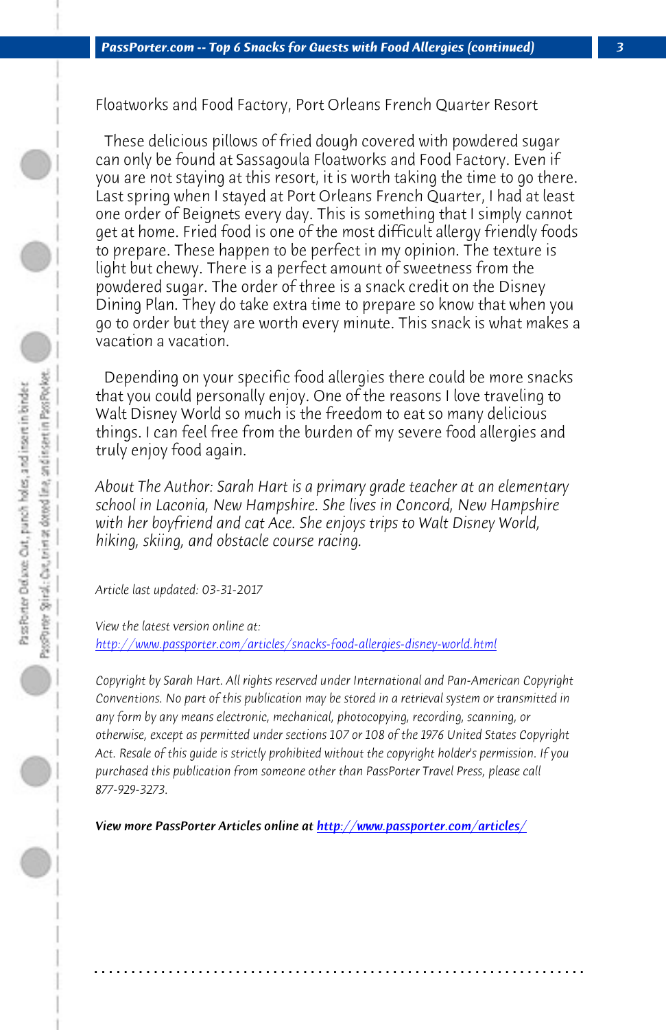Floatworks and Food Factory, Port Orleans French Quarter Resort

These delicious pillows of fried dough covered with powdered sugar can only be found at Sassagoula Floatworks and Food Factory. Even if you are not staying at this resort, it is worth taking the time to go there. Last spring when I stayed at Port Orleans French Quarter, I had at least one order of Beignets every day. This is something that I simply cannot get at home. Fried food is one of the most difficult allergy friendly foods to prepare. These happen to be perfect in my opinion. The texture is light but chewy. There is a perfect amount of sweetness from the powdered sugar. The order of three is a snack credit on the Disney Dining Plan. They do take extra time to prepare so know that when you go to order but they are worth every minute. This snack is what makes a vacation a vacation.

Depending on your specific food allergies there could be more snacks that you could personally enjoy. One of the reasons I love traveling to Walt Disney World so much is the freedom to eat so many delicious things. I can feel free from the burden of my severe food allergies and truly enjoy food again.

*About The Author: Sarah Hart is a primary grade teacher at an elementary school in Laconia, New Hampshire. She lives in Concord, New Hampshire with her boyfriend and cat Ace. She enjoys trips to Walt Disney World, hiking, skiing, and obstacle course racing.*

*Article last updated: 03-31-2017*

*View the latest version online at:*
*http://www.passporter.com/articles/snacks-food-allergies-disney-world.html*

*Copyright by Sarah Hart. All rights reserved under International and Pan-American Copyright Conventions. No part of this publication may be stored in a retrieval system or transmitted in any form by any means electronic, mechanical, photocopying, recording, scanning, or otherwise, except as permitted under sections 107 or 108 of the 1976 United States Copyright Act. Resale of this guide is strictly prohibited without the copyright holder's permission. If you purchased this publication from someone other than PassPorter Travel Press, please call 877-929-3273.*

***View more PassPorter Articles online at http://www.passporter.com/articles/***